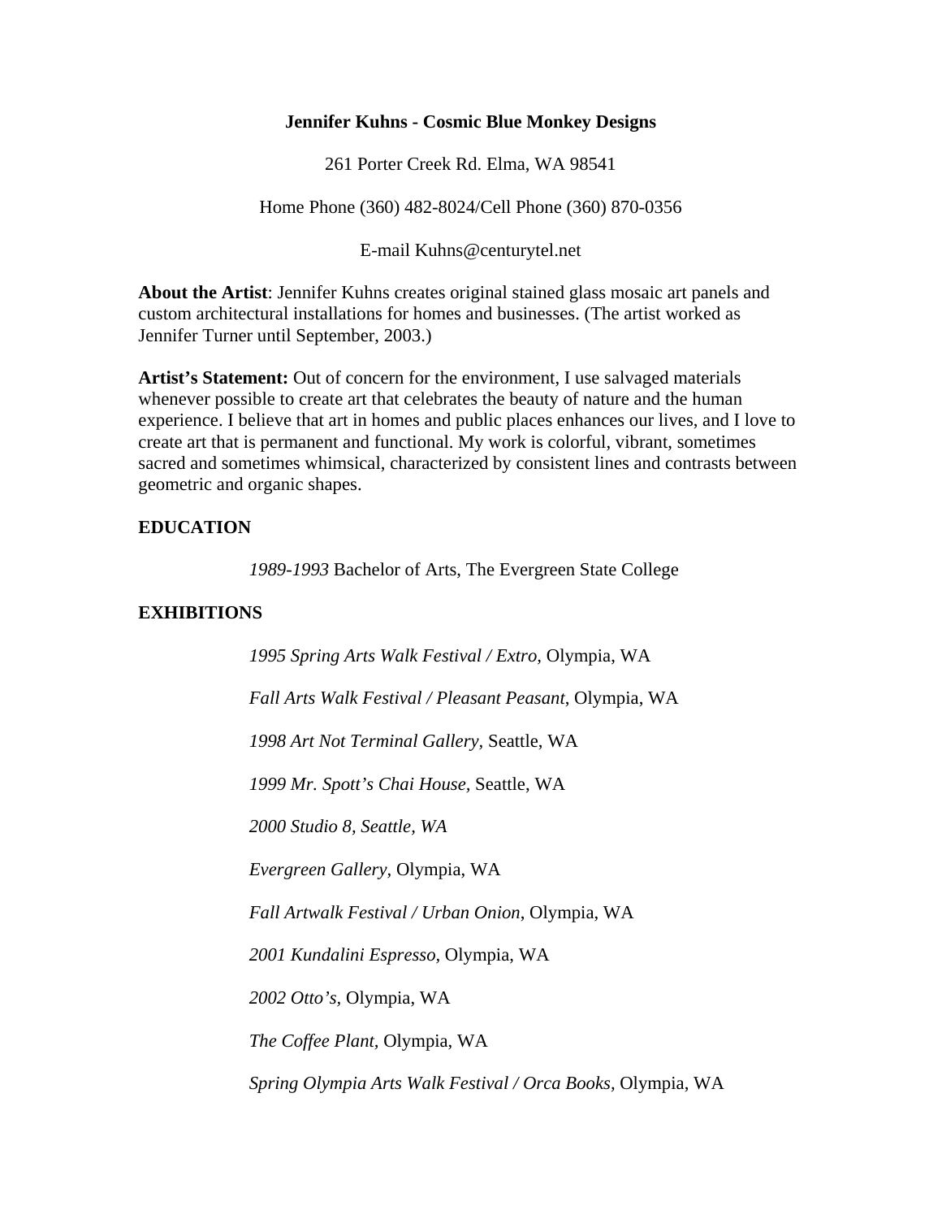**Jennifer Kuhns - Cosmic Blue Monkey Designs**

261 Porter Creek Rd. Elma, WA 98541

Home Phone (360) 482-8024/Cell Phone (360) 870-0356

E-mail Kuhns@centurytel.net

**About the Artist**: Jennifer Kuhns creates original stained glass mosaic art panels and custom architectural installations for homes and businesses. (The artist worked as Jennifer Turner until September, 2003.)

**Artist's Statement:** Out of concern for the environment, I use salvaged materials whenever possible to create art that celebrates the beauty of nature and the human experience. I believe that art in homes and public places enhances our lives, and I love to create art that is permanent and functional. My work is colorful, vibrant, sometimes sacred and sometimes whimsical, characterized by consistent lines and contrasts between geometric and organic shapes.

**EDUCATION**

*1989-1993* Bachelor of Arts, The Evergreen State College

**EXHIBITIONS**

*1995 Spring Arts Walk Festival / Extro,* Olympia, WA

*Fall Arts Walk Festival / Pleasant Peasant*, Olympia, WA

*1998 Art Not Terminal Gallery,* Seattle, WA

*1999 Mr. Spott's Chai House,* Seattle, WA

*2000 Studio 8, Seattle, WA*

*Evergreen Gallery,* Olympia, WA

*Fall Artwalk Festival / Urban Onion*, Olympia, WA

*2001 Kundalini Espresso,* Olympia, WA

*2002 Otto's,* Olympia, WA

*The Coffee Plant,* Olympia, WA

*Spring Olympia Arts Walk Festival / Orca Books,* Olympia, WA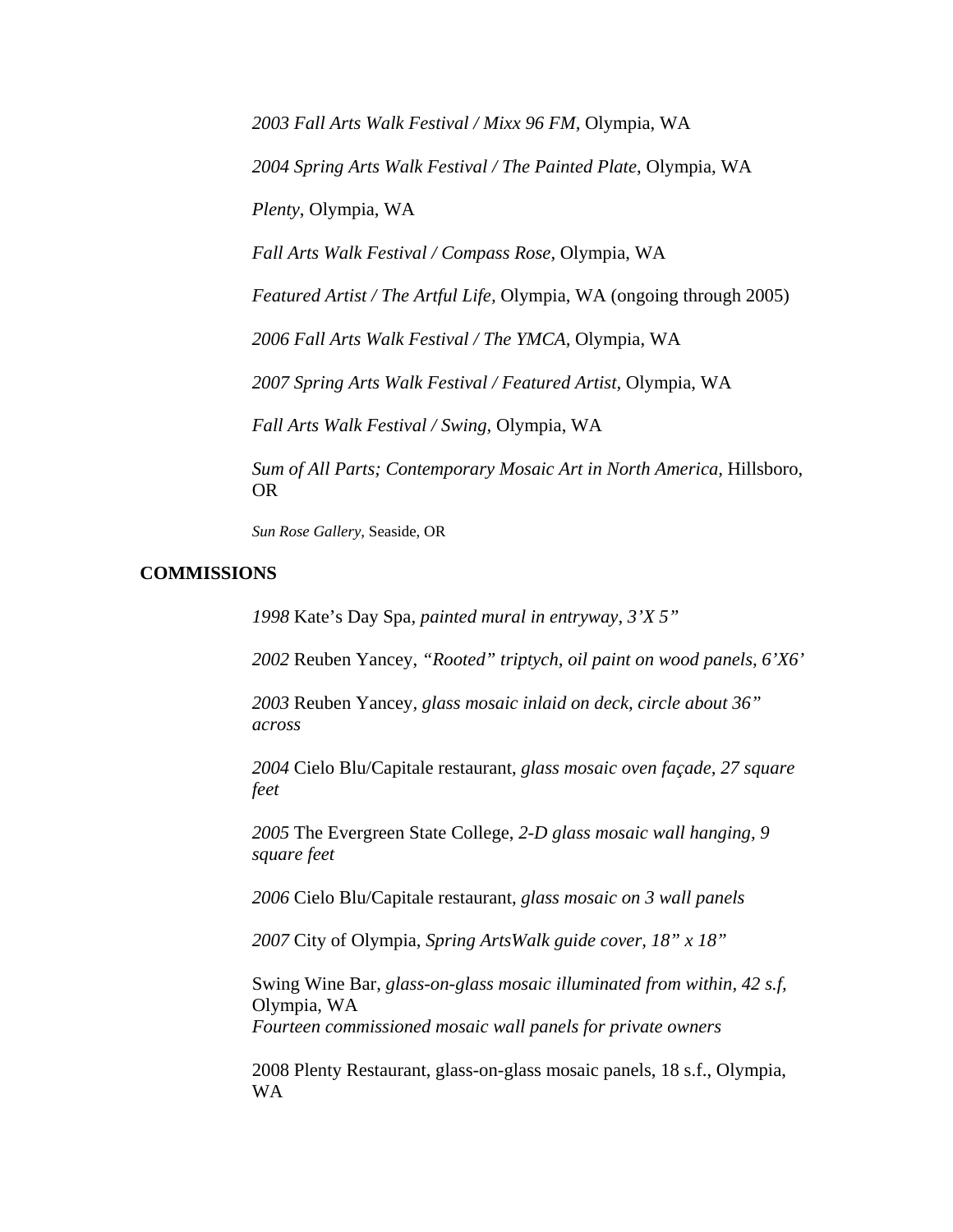*2003 Fall Arts Walk Festival / Mixx 96 FM,* Olympia, WA

*2004 Spring Arts Walk Festival / The Painted Plate*, Olympia, WA

*Plenty*, Olympia, WA

*Fall Arts Walk Festival / Compass Rose*, Olympia, WA

*Featured Artist / The Artful Life,* Olympia, WA (ongoing through 2005)

*2006 Fall Arts Walk Festival / The YMCA,* Olympia, WA

*2007 Spring Arts Walk Festival / Featured Artist,* Olympia, WA

*Fall Arts Walk Festival / Swing,* Olympia, WA

*Sum of All Parts; Contemporary Mosaic Art in North America,* Hillsboro, OR

*Sun Rose Gallery,* Seaside, OR

**COMMISSIONS**

*1998* Kate's Day Spa, *painted mural in entryway, 3'X 5"*

*2002* Reuben Yancey, *"Rooted" triptych, oil paint on wood panels, 6'X6'*

*2003* Reuben Yancey, *glass mosaic inlaid on deck, circle about 36" across*

*2004* Cielo Blu/Capitale restaurant, *glass mosaic oven façade, 27 square feet*

*2005* The Evergreen State College, *2-D glass mosaic wall hanging, 9 square feet*

*2006* Cielo Blu/Capitale restaurant, *glass mosaic on 3 wall panels*

*2007* City of Olympia, *Spring ArtsWalk guide cover, 18" x 18"*

Swing Wine Bar, *glass-on-glass mosaic illuminated from within, 42 s.f,* Olympia, WA
*Fourteen commissioned mosaic wall panels for private owners*

2008 Plenty Restaurant, glass-on-glass mosaic panels, 18 s.f., Olympia, WA